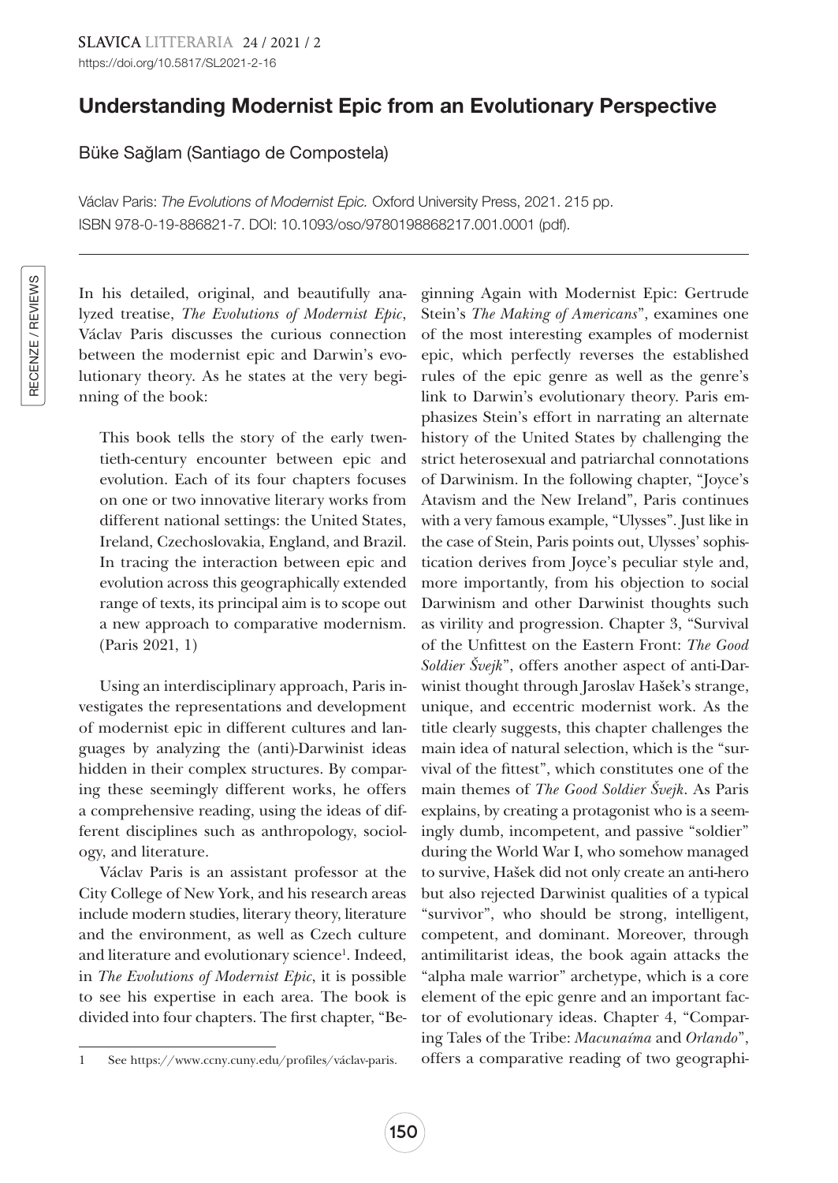# Understanding Modernist Epic from an Evolutionary Perspective

Büke Sağlam (Santiago de Compostela)

Václav Paris: *The Evolutions of Modernist Epic.* Oxford University Press, 2021. 215 pp. ISBN 978-0-19-886821-7. DOI: 10.1093/oso/9780198868217.001.0001 (pdf).

---

In his detailed, original, and beautifully analyzed treatise, *The Evolutions of Modernist Epic*, Václav Paris discusses the curious connection between the modernist epic and Darwin's evolutionary theory. As he states at the very beginning of the book:

> This book tells the story of the early twentieth-century encounter between epic and evolution. Each of its four chapters focuses on one or two innovative literary works from different national settings: the United States, Ireland, Czechoslovakia, England, and Brazil. In tracing the interaction between epic and evolution across this geographically extended range of texts, its principal aim is to scope out a new approach to comparative modernism. (Paris 2021, 1)

Using an interdisciplinary approach, Paris investigates the representations and development of modernist epic in different cultures and languages by analyzing the (anti)-Darwinist ideas hidden in their complex structures. By comparing these seemingly different works, he offers a comprehensive reading, using the ideas of different disciplines such as anthropology, sociology, and literature.

Václav Paris is an assistant professor at the City College of New York, and his research areas include modern studies, literary theory, literature and the environment, as well as Czech culture and literature and evolutionary science[1]. Indeed, in *The Evolutions of Modernist Epic*, it is possible to see his expertise in each area. The book is divided into four chapters. The first chapter, "Beginning Again with Modernist Epic: Gertrude Stein's *The Making of Americans*", examines one of the most interesting examples of modernist epic, which perfectly reverses the established rules of the epic genre as well as the genre's link to Darwin's evolutionary theory. Paris emphasizes Stein's effort in narrating an alternate history of the United States by challenging the strict heterosexual and patriarchal connotations of Darwinism. In the following chapter, "Joyce's Atavism and the New Ireland", Paris continues with a very famous example, "Ulysses". Just like in the case of Stein, Paris points out, Ulysses' sophistication derives from Joyce's peculiar style and, more importantly, from his objection to social Darwinism and other Darwinist thoughts such as virility and progression. Chapter 3, "Survival of the Unfittest on the Eastern Front: *The Good Soldier Švejk*", offers another aspect of anti-Darwinist thought through Jaroslav Hašek's strange, unique, and eccentric modernist work. As the title clearly suggests, this chapter challenges the main idea of natural selection, which is the "survival of the fittest", which constitutes one of the main themes of *The Good Soldier Švejk*. As Paris explains, by creating a protagonist who is a seemingly dumb, incompetent, and passive "soldier" during the World War I, who somehow managed to survive, Hašek did not only create an anti-hero but also rejected Darwinist qualities of a typical "survivor", who should be strong, intelligent, competent, and dominant. Moreover, through antimilitarist ideas, the book again attacks the "alpha male warrior" archetype, which is a core element of the epic genre and an important factor of evolutionary ideas. Chapter 4, "Comparing Tales of the Tribe: *Macunaíma* and *Orlando*", offers a comparative reading of two geographi-

---

1 See https://www.ccny.cuny.edu/profiles/václav-paris.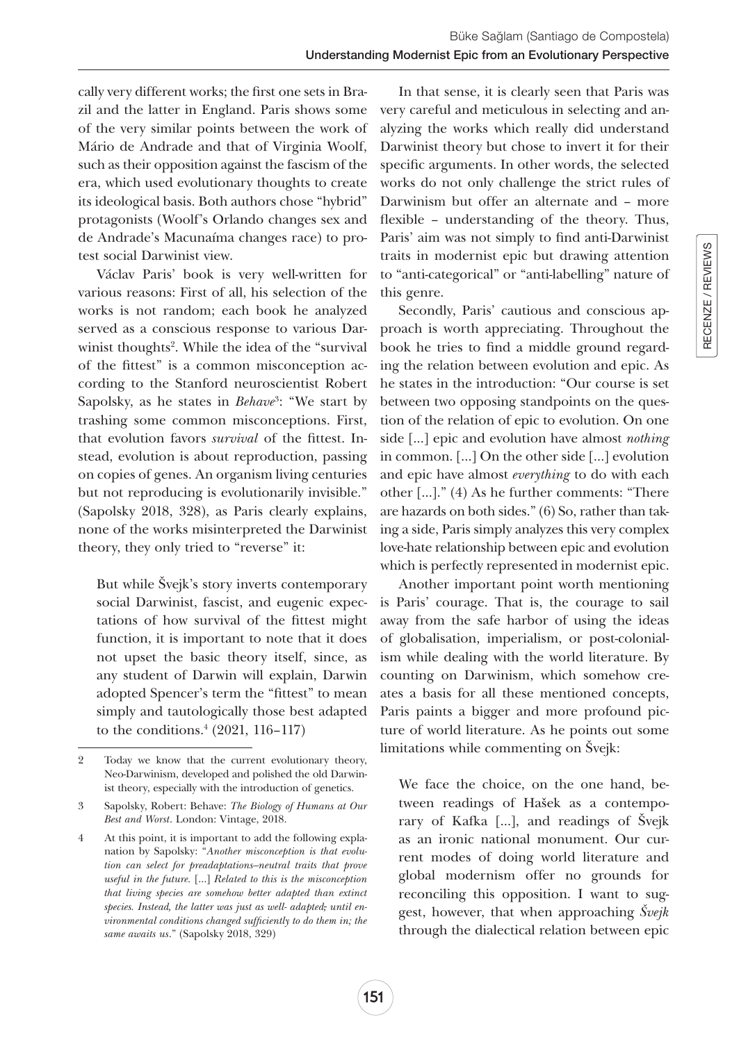cally very different works; the first one sets in Brazil and the latter in England. Paris shows some of the very similar points between the work of Mário de Andrade and that of Virginia Woolf, such as their opposition against the fascism of the era, which used evolutionary thoughts to create its ideological basis. Both authors chose "hybrid" protagonists (Woolf's Orlando changes sex and de Andrade's Macunaíma changes race) to protest social Darwinist view.

Václav Paris' book is very well-written for various reasons: First of all, his selection of the works is not random; each book he analyzed served as a conscious response to various Darwinist thoughts[2]. While the idea of the "survival of the fittest" is a common misconception according to the Stanford neuroscientist Robert Sapolsky, as he states in *Behave*[3]: "We start by trashing some common misconceptions. First, that evolution favors *survival* of the fittest. Instead, evolution is about reproduction, passing on copies of genes. An organism living centuries but not reproducing is evolutionarily invisible." (Sapolsky 2018, 328), as Paris clearly explains, none of the works misinterpreted the Darwinist theory, they only tried to "reverse" it:

> But while Švejk's story inverts contemporary social Darwinist, fascist, and eugenic expectations of how survival of the fittest might function, it is important to note that it does not upset the basic theory itself, since, as any student of Darwin will explain, Darwin adopted Spencer's term the "fittest" to mean simply and tautologically those best adapted to the conditions.[4] (2021, 116–117)

In that sense, it is clearly seen that Paris was very careful and meticulous in selecting and analyzing the works which really did understand Darwinist theory but chose to invert it for their specific arguments. In other words, the selected works do not only challenge the strict rules of Darwinism but offer an alternate and – more flexible – understanding of the theory. Thus, Paris' aim was not simply to find anti-Darwinist traits in modernist epic but drawing attention to "anti-categorical" or "anti-labelling" nature of this genre.

Secondly, Paris' cautious and conscious approach is worth appreciating. Throughout the book he tries to find a middle ground regarding the relation between evolution and epic. As he states in the introduction: "Our course is set between two opposing standpoints on the question of the relation of epic to evolution. On one side [...] epic and evolution have almost *nothing* in common. [...] On the other side [...] evolution and epic have almost *everything* to do with each other [...]." (4) As he further comments: "There are hazards on both sides." (6) So, rather than taking a side, Paris simply analyzes this very complex love-hate relationship between epic and evolution which is perfectly represented in modernist epic.

Another important point worth mentioning is Paris' courage. That is, the courage to sail away from the safe harbor of using the ideas of globalisation, imperialism, or post-colonialism while dealing with the world literature. By counting on Darwinism, which somehow creates a basis for all these mentioned concepts, Paris paints a bigger and more profound picture of world literature. As he points out some limitations while commenting on Švejk:

> We face the choice, on the one hand, between readings of Hašek as a contemporary of Kafka [...], and readings of Švejk as an ironic national monument. Our current modes of doing world literature and global modernism offer no grounds for reconciling this opposition. I want to suggest, however, that when approaching *Švejk* through the dialectical relation between epic

---

2 Today we know that the current evolutionary theory, Neo-Darwinism, developed and polished the old Darwinist theory, especially with the introduction of genetics.

3 Sapolsky, Robert: Behave: *The Biology of Humans at Our Best and Worst*. London: Vintage, 2018.

4 At this point, it is important to add the following explanation by Sapolsky: "*Another misconception is that evolution can select for preadaptations–neutral traits that prove useful in the future.* [...] *Related to this is the misconception that living species are somehow better adapted than extinct species. Instead, the latter was just as well- adapted; until environmental conditions changed sufficiently to do them in; the same awaits us.*" (Sapolsky 2018, 329)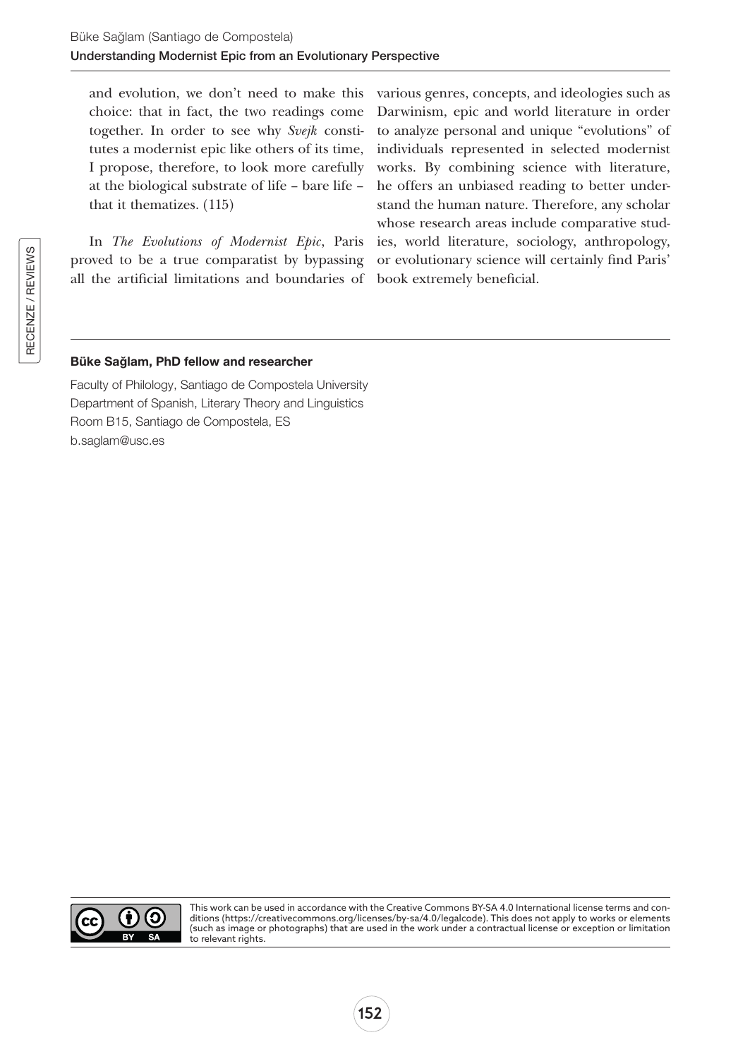and evolution, we don't need to make this choice: that in fact, the two readings come together. In order to see why *Svejk* constitutes a modernist epic like others of its time, I propose, therefore, to look more carefully at the biological substrate of life – bare life – that it thematizes. (115)

In *The Evolutions of Modernist Epic*, Paris proved to be a true comparatist by bypassing all the artificial limitations and boundaries of various genres, concepts, and ideologies such as Darwinism, epic and world literature in order to analyze personal and unique "evolutions" of individuals represented in selected modernist works. By combining science with literature, he offers an unbiased reading to better understand the human nature. Therefore, any scholar whose research areas include comparative studies, world literature, sociology, anthropology, or evolutionary science will certainly find Paris' book extremely beneficial.

**Büke Sağlam, PhD fellow and researcher**

Faculty of Philology, Santiago de Compostela University
Department of Spanish, Literary Theory and Linguistics
Room B15, Santiago de Compostela, ES
b.saglam@usc.es

This work can be used in accordance with the Creative Commons BY-SA 4.0 International license terms and conditions (https://creativecommons.org/licenses/by-sa/4.0/legalcode). This does not apply to works or elements (such as image or photographs) that are used in the work under a contractual license or exception or limitation to relevant rights.